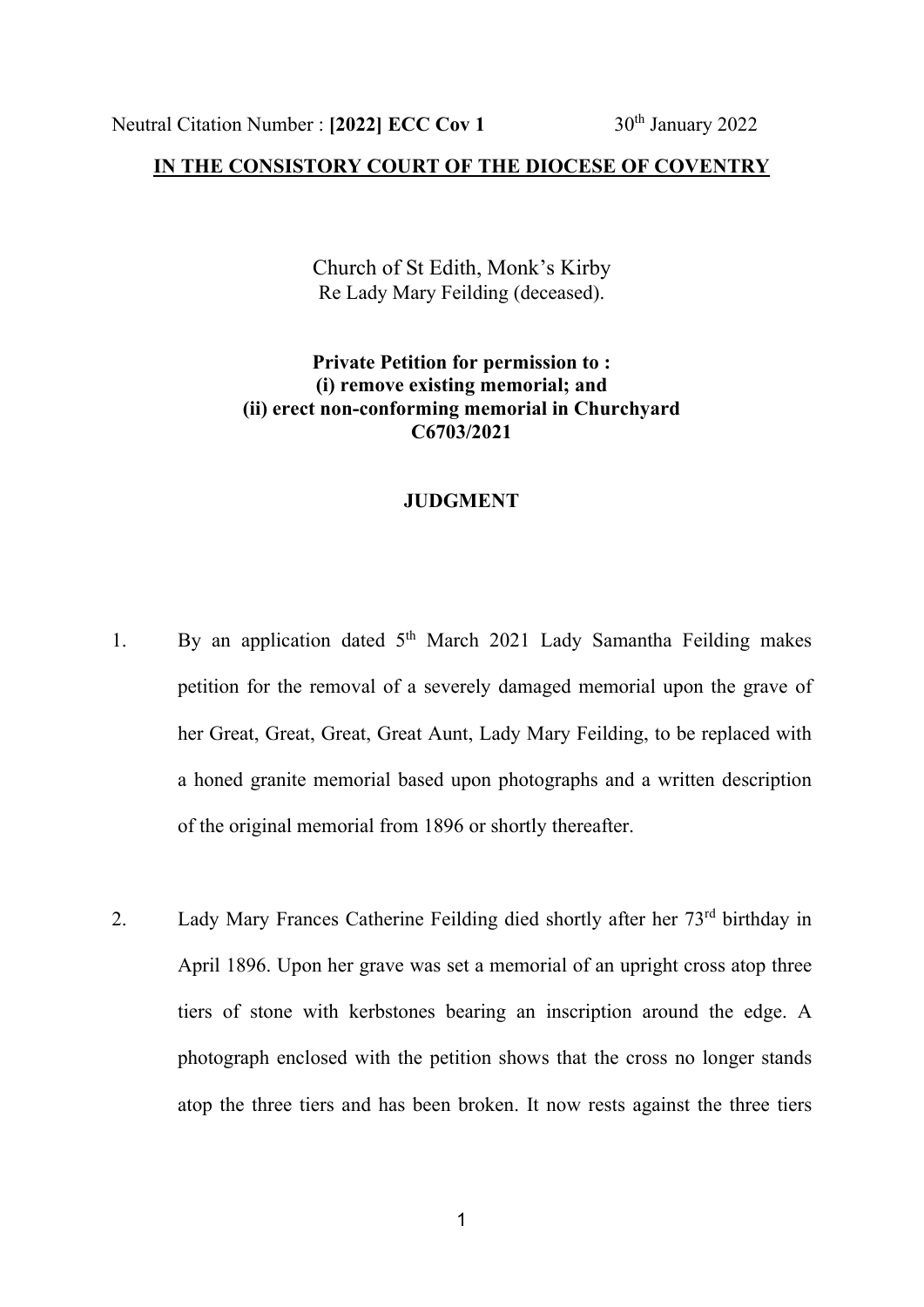Neutral Citation Number : **[2022] ECC Cov 1** 30th January 2022

**IN THE CONSISTORY COURT OF THE DIOCESE OF COVENTRY**

Church of St Edith, Monk's Kirby
Re Lady Mary Feilding (deceased).

**Private Petition for permission to :**
**(i) remove existing memorial; and**
**(ii) erect non-conforming memorial in Churchyard**
**C6703/2021**

**JUDGMENT**

1. By an application dated 5th March 2021 Lady Samantha Feilding makes petition for the removal of a severely damaged memorial upon the grave of her Great, Great, Great, Great Aunt, Lady Mary Feilding, to be replaced with a honed granite memorial based upon photographs and a written description of the original memorial from 1896 or shortly thereafter.

2. Lady Mary Frances Catherine Feilding died shortly after her 73rd birthday in April 1896. Upon her grave was set a memorial of an upright cross atop three tiers of stone with kerbstones bearing an inscription around the edge. A photograph enclosed with the petition shows that the cross no longer stands atop the three tiers and has been broken. It now rests against the three tiers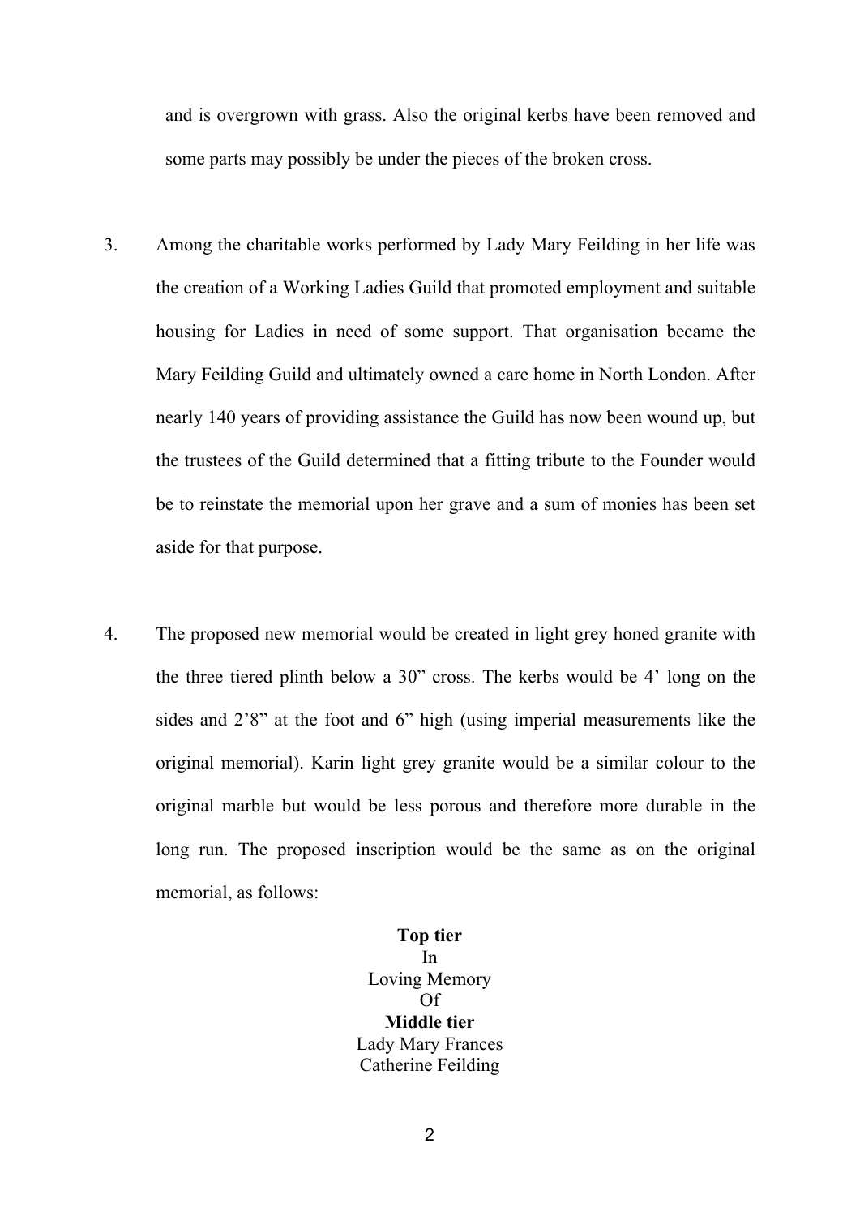and is overgrown with grass. Also the original kerbs have been removed and some parts may possibly be under the pieces of the broken cross.

3. Among the charitable works performed by Lady Mary Feilding in her life was the creation of a Working Ladies Guild that promoted employment and suitable housing for Ladies in need of some support. That organisation became the Mary Feilding Guild and ultimately owned a care home in North London. After nearly 140 years of providing assistance the Guild has now been wound up, but the trustees of the Guild determined that a fitting tribute to the Founder would be to reinstate the memorial upon her grave and a sum of monies has been set aside for that purpose.

4. The proposed new memorial would be created in light grey honed granite with the three tiered plinth below a 30" cross. The kerbs would be 4' long on the sides and 2'8" at the foot and 6" high (using imperial measurements like the original memorial). Karin light grey granite would be a similar colour to the original marble but would be less porous and therefore more durable in the long run. The proposed inscription would be the same as on the original memorial, as follows:

**Top tier**
In
Loving Memory
Of
**Middle tier**
Lady Mary Frances
Catherine Feilding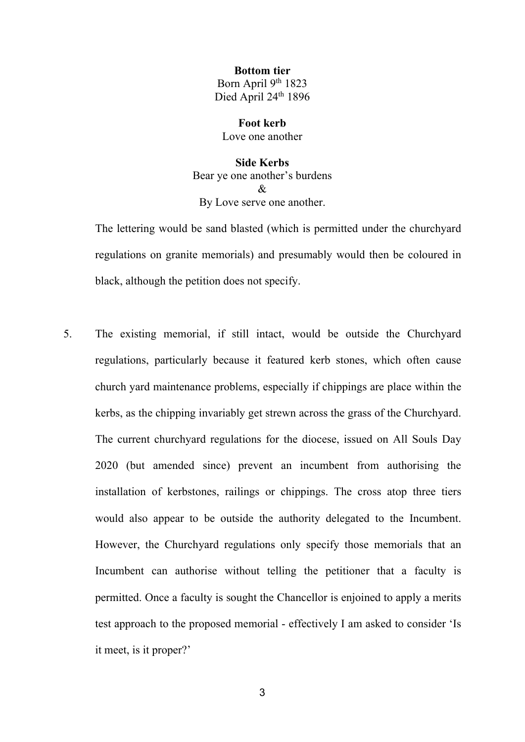**Bottom tier**
Born April 9th 1823
Died April 24th 1896

**Foot kerb**
Love one another

**Side Kerbs**
Bear ye one another's burdens
&
By Love serve one another.

The lettering would be sand blasted (which is permitted under the churchyard regulations on granite memorials) and presumably would then be coloured in black, although the petition does not specify.

5. The existing memorial, if still intact, would be outside the Churchyard regulations, particularly because it featured kerb stones, which often cause church yard maintenance problems, especially if chippings are place within the kerbs, as the chipping invariably get strewn across the grass of the Churchyard. The current churchyard regulations for the diocese, issued on All Souls Day 2020 (but amended since) prevent an incumbent from authorising the installation of kerbstones, railings or chippings. The cross atop three tiers would also appear to be outside the authority delegated to the Incumbent. However, the Churchyard regulations only specify those memorials that an Incumbent can authorise without telling the petitioner that a faculty is permitted. Once a faculty is sought the Chancellor is enjoined to apply a merits test approach to the proposed memorial - effectively I am asked to consider 'Is it meet, is it proper?'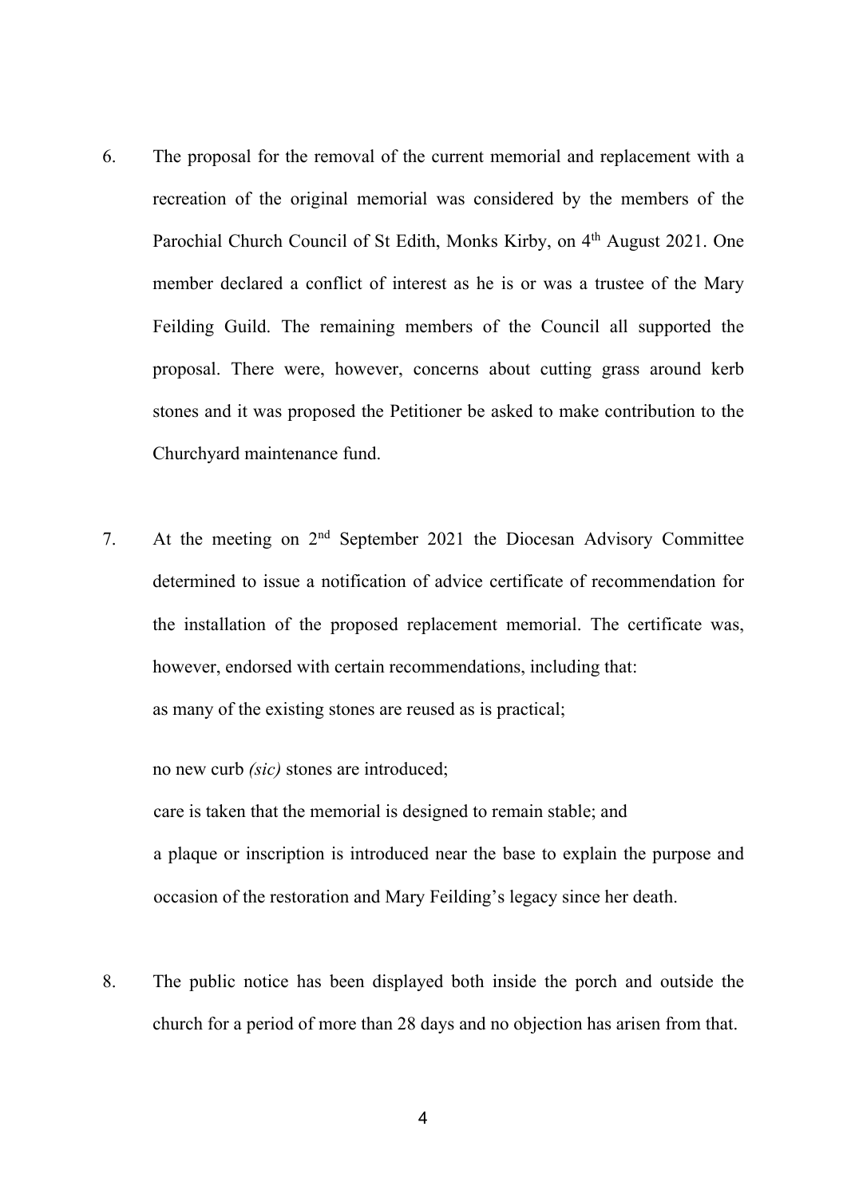6. The proposal for the removal of the current memorial and replacement with a recreation of the original memorial was considered by the members of the Parochial Church Council of St Edith, Monks Kirby, on 4th August 2021. One member declared a conflict of interest as he is or was a trustee of the Mary Feilding Guild. The remaining members of the Council all supported the proposal. There were, however, concerns about cutting grass around kerb stones and it was proposed the Petitioner be asked to make contribution to the Churchyard maintenance fund.

7. At the meeting on 2nd September 2021 the Diocesan Advisory Committee determined to issue a notification of advice certificate of recommendation for the installation of the proposed replacement memorial. The certificate was, however, endorsed with certain recommendations, including that:

   as many of the existing stones are reused as is practical;

   no new curb *(sic)* stones are introduced;

   care is taken that the memorial is designed to remain stable; and

   a plaque or inscription is introduced near the base to explain the purpose and occasion of the restoration and Mary Feilding's legacy since her death.

8. The public notice has been displayed both inside the porch and outside the church for a period of more than 28 days and no objection has arisen from that.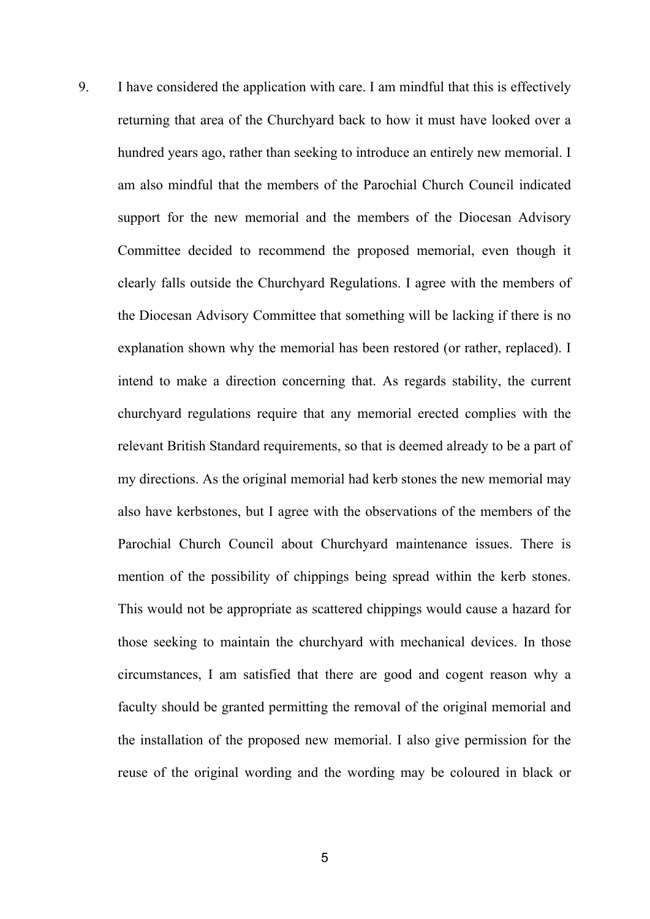9. I have considered the application with care. I am mindful that this is effectively returning that area of the Churchyard back to how it must have looked over a hundred years ago, rather than seeking to introduce an entirely new memorial. I am also mindful that the members of the Parochial Church Council indicated support for the new memorial and the members of the Diocesan Advisory Committee decided to recommend the proposed memorial, even though it clearly falls outside the Churchyard Regulations. I agree with the members of the Diocesan Advisory Committee that something will be lacking if there is no explanation shown why the memorial has been restored (or rather, replaced). I intend to make a direction concerning that. As regards stability, the current churchyard regulations require that any memorial erected complies with the relevant British Standard requirements, so that is deemed already to be a part of my directions. As the original memorial had kerb stones the new memorial may also have kerbstones, but I agree with the observations of the members of the Parochial Church Council about Churchyard maintenance issues. There is mention of the possibility of chippings being spread within the kerb stones. This would not be appropriate as scattered chippings would cause a hazard for those seeking to maintain the churchyard with mechanical devices. In those circumstances, I am satisfied that there are good and cogent reason why a faculty should be granted permitting the removal of the original memorial and the installation of the proposed new memorial. I also give permission for the reuse of the original wording and the wording may be coloured in black or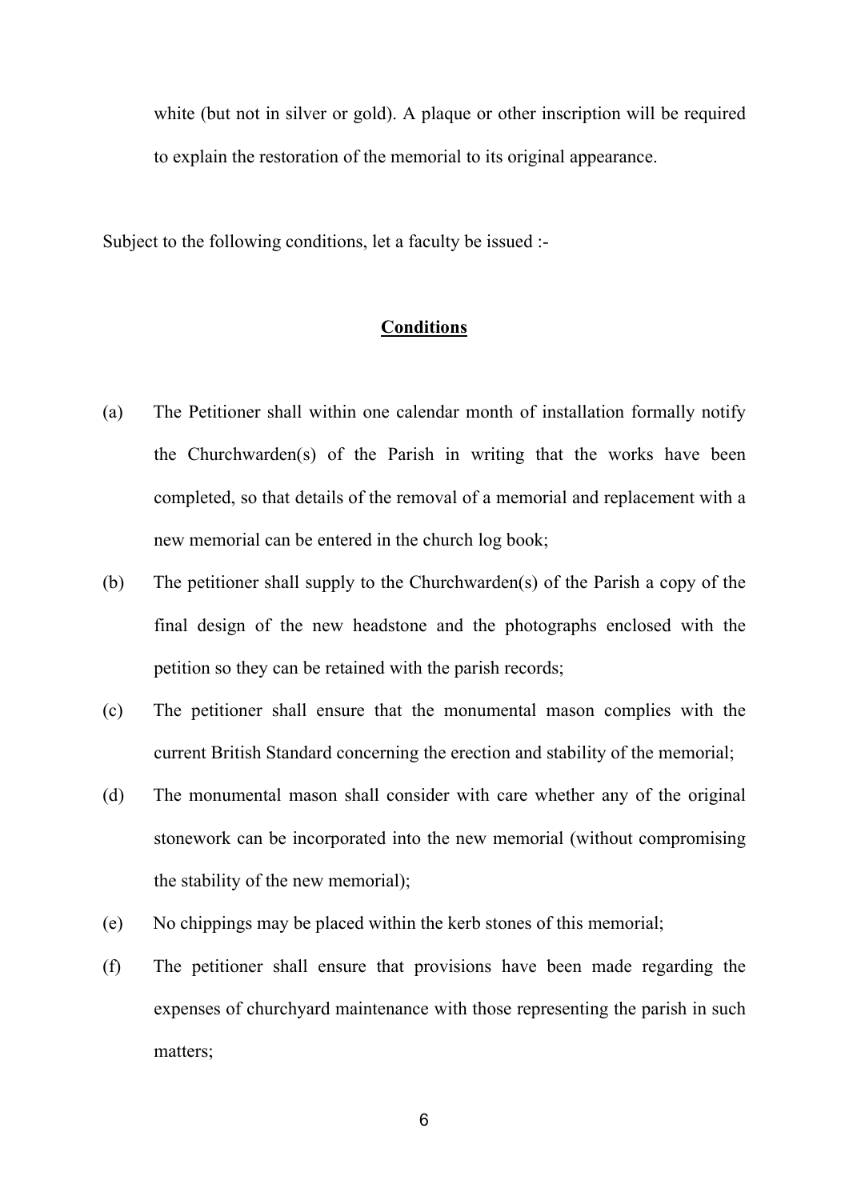white (but not in silver or gold). A plaque or other inscription will be required to explain the restoration of the memorial to its original appearance.

Subject to the following conditions, let a faculty be issued :-

**Conditions**

(a) The Petitioner shall within one calendar month of installation formally notify the Churchwarden(s) of the Parish in writing that the works have been completed, so that details of the removal of a memorial and replacement with a new memorial can be entered in the church log book;

(b) The petitioner shall supply to the Churchwarden(s) of the Parish a copy of the final design of the new headstone and the photographs enclosed with the petition so they can be retained with the parish records;

(c) The petitioner shall ensure that the monumental mason complies with the current British Standard concerning the erection and stability of the memorial;

(d) The monumental mason shall consider with care whether any of the original stonework can be incorporated into the new memorial (without compromising the stability of the new memorial);

(e) No chippings may be placed within the kerb stones of this memorial;

(f) The petitioner shall ensure that provisions have been made regarding the expenses of churchyard maintenance with those representing the parish in such matters;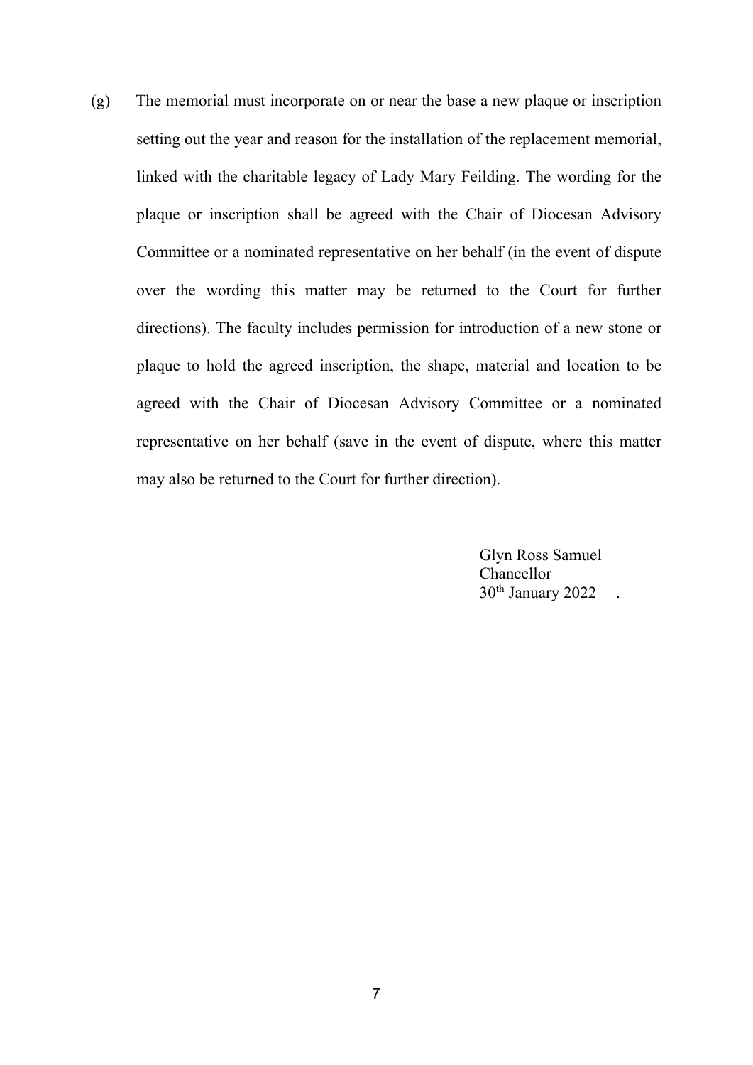(g) The memorial must incorporate on or near the base a new plaque or inscription setting out the year and reason for the installation of the replacement memorial, linked with the charitable legacy of Lady Mary Feilding. The wording for the plaque or inscription shall be agreed with the Chair of Diocesan Advisory Committee or a nominated representative on her behalf (in the event of dispute over the wording this matter may be returned to the Court for further directions). The faculty includes permission for introduction of a new stone or plaque to hold the agreed inscription, the shape, material and location to be agreed with the Chair of Diocesan Advisory Committee or a nominated representative on her behalf (save in the event of dispute, where this matter may also be returned to the Court for further direction).

Glyn Ross Samuel
Chancellor
30th January 2022 .